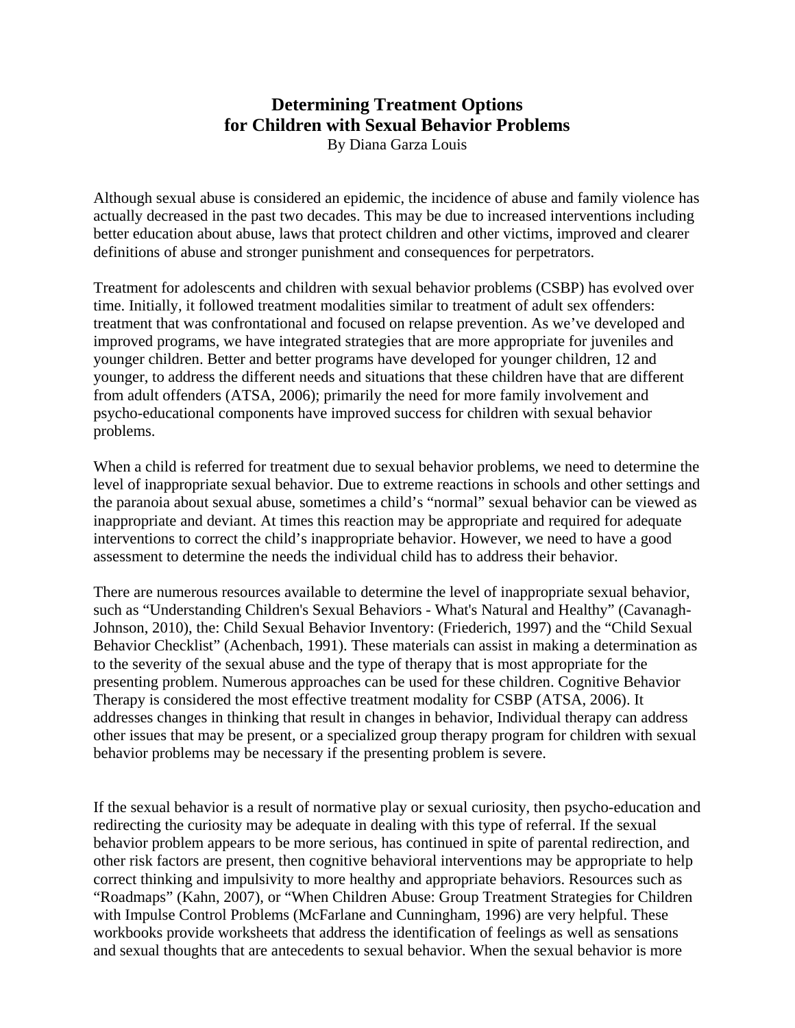# Determining Treatment Options for Children with Sexual Behavior Problems

By Diana Garza Louis

Although sexual abuse is considered an epidemic, the incidence of abuse and family violence has actually decreased in the past two decades. This may be due to increased interventions including better education about abuse, laws that protect children and other victims, improved and clearer definitions of abuse and stronger punishment and consequences for perpetrators.

Treatment for adolescents and children with sexual behavior problems (CSBP) has evolved over time. Initially, it followed treatment modalities similar to treatment of adult sex offenders: treatment that was confrontational and focused on relapse prevention. As we've developed and improved programs, we have integrated strategies that are more appropriate for juveniles and younger children. Better and better programs have developed for younger children, 12 and younger, to address the different needs and situations that these children have that are different from adult offenders (ATSA, 2006); primarily the need for more family involvement and psycho-educational components have improved success for children with sexual behavior problems.

When a child is referred for treatment due to sexual behavior problems, we need to determine the level of inappropriate sexual behavior. Due to extreme reactions in schools and other settings and the paranoia about sexual abuse, sometimes a child's "normal" sexual behavior can be viewed as inappropriate and deviant. At times this reaction may be appropriate and required for adequate interventions to correct the child's inappropriate behavior. However, we need to have a good assessment to determine the needs the individual child has to address their behavior.

There are numerous resources available to determine the level of inappropriate sexual behavior, such as "Understanding Children's Sexual Behaviors - What's Natural and Healthy" (Cavanagh-Johnson, 2010), the: Child Sexual Behavior Inventory: (Friederich, 1997) and the "Child Sexual Behavior Checklist" (Achenbach, 1991). These materials can assist in making a determination as to the severity of the sexual abuse and the type of therapy that is most appropriate for the presenting problem. Numerous approaches can be used for these children. Cognitive Behavior Therapy is considered the most effective treatment modality for CSBP (ATSA, 2006). It addresses changes in thinking that result in changes in behavior, Individual therapy can address other issues that may be present, or a specialized group therapy program for children with sexual behavior problems may be necessary if the presenting problem is severe.

If the sexual behavior is a result of normative play or sexual curiosity, then psycho-education and redirecting the curiosity may be adequate in dealing with this type of referral. If the sexual behavior problem appears to be more serious, has continued in spite of parental redirection, and other risk factors are present, then cognitive behavioral interventions may be appropriate to help correct thinking and impulsivity to more healthy and appropriate behaviors. Resources such as "Roadmaps" (Kahn, 2007), or "When Children Abuse: Group Treatment Strategies for Children with Impulse Control Problems (McFarlane and Cunningham, 1996) are very helpful. These workbooks provide worksheets that address the identification of feelings as well as sensations and sexual thoughts that are antecedents to sexual behavior. When the sexual behavior is more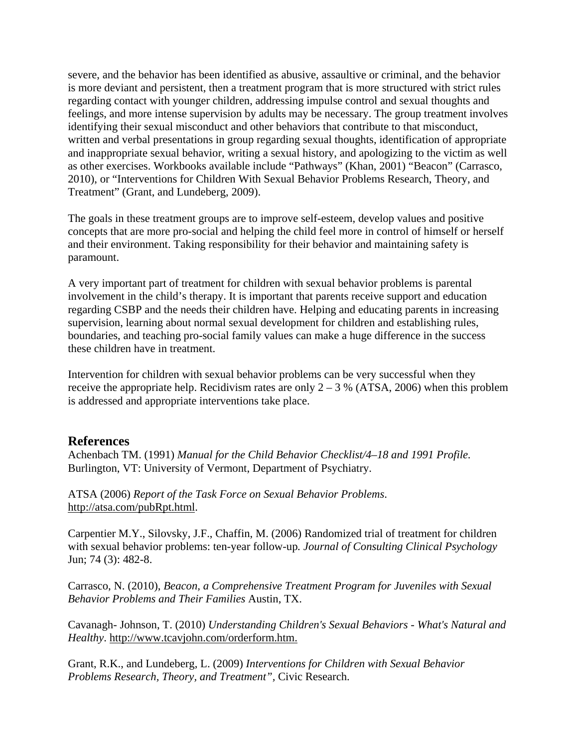severe, and the behavior has been identified as abusive, assaultive or criminal, and the behavior is more deviant and persistent, then a treatment program that is more structured with strict rules regarding contact with younger children, addressing impulse control and sexual thoughts and feelings, and more intense supervision by adults may be necessary. The group treatment involves identifying their sexual misconduct and other behaviors that contribute to that misconduct, written and verbal presentations in group regarding sexual thoughts, identification of appropriate and inappropriate sexual behavior, writing a sexual history, and apologizing to the victim as well as other exercises. Workbooks available include "Pathways" (Khan, 2001) "Beacon" (Carrasco, 2010), or "Interventions for Children With Sexual Behavior Problems Research, Theory, and Treatment" (Grant, and Lundeberg, 2009).

The goals in these treatment groups are to improve self-esteem, develop values and positive concepts that are more pro-social and helping the child feel more in control of himself or herself and their environment. Taking responsibility for their behavior and maintaining safety is paramount.

A very important part of treatment for children with sexual behavior problems is parental involvement in the child's therapy. It is important that parents receive support and education regarding CSBP and the needs their children have. Helping and educating parents in increasing supervision, learning about normal sexual development for children and establishing rules, boundaries, and teaching pro-social family values can make a huge difference in the success these children have in treatment.

Intervention for children with sexual behavior problems can be very successful when they receive the appropriate help. Recidivism rates are only 2 – 3 % (ATSA, 2006) when this problem is addressed and appropriate interventions take place.

## References

Achenbach TM. (1991) *Manual for the Child Behavior Checklist/4–18 and 1991 Profile.* Burlington, VT: University of Vermont, Department of Psychiatry.

ATSA (2006) *Report of the Task Force on Sexual Behavior Problems*. http://atsa.com/pubRpt.html.

Carpentier M.Y., Silovsky, J.F., Chaffin, M. (2006) Randomized trial of treatment for children with sexual behavior problems: ten-year follow-up*. Journal of Consulting Clinical Psychology* Jun; 74 (3): 482-8.

Carrasco, N. (2010), *Beacon, a Comprehensive Treatment Program for Juveniles with Sexual Behavior Problems and Their Families* Austin, TX.

Cavanagh- Johnson, T. (2010) *Understanding Children's Sexual Behaviors - What's Natural and Healthy*. http://www.tcavjohn.com/orderform.htm.

Grant, R.K., and Lundeberg, L. (2009) *Interventions for Children with Sexual Behavior Problems Research, Theory, and Treatment",* Civic Research.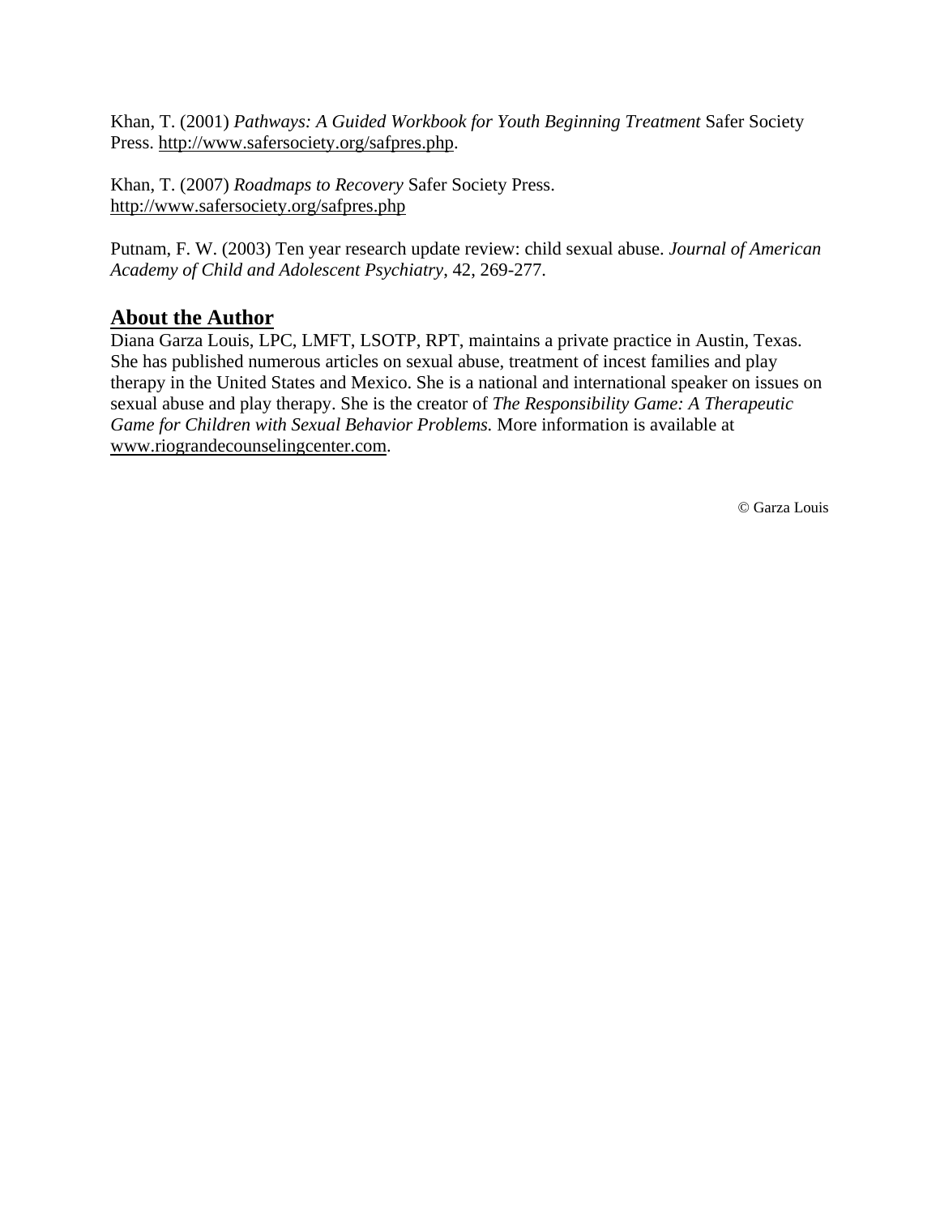Khan, T. (2001) *Pathways: A Guided Workbook for Youth Beginning Treatment* Safer Society Press. http://www.safersociety.org/safpres.php.

Khan, T. (2007) *Roadmaps to Recovery* Safer Society Press. http://www.safersociety.org/safpres.php

Putnam, F. W. (2003) Ten year research update review: child sexual abuse. *Journal of American Academy of Child and Adolescent Psychiatry*, 42, 269-277.

## About the Author

Diana Garza Louis, LPC, LMFT, LSOTP, RPT, maintains a private practice in Austin, Texas. She has published numerous articles on sexual abuse, treatment of incest families and play therapy in the United States and Mexico. She is a national and international speaker on issues on sexual abuse and play therapy. She is the creator of *The Responsibility Game: A Therapeutic Game for Children with Sexual Behavior Problems.* More information is available at www.riograndecounselingcenter.com.

© Garza Louis